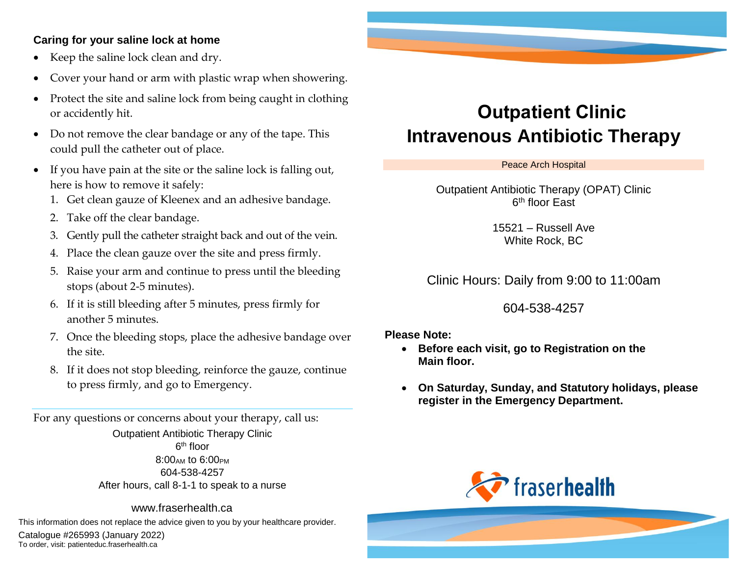# Outpatient Clinic Intravenous Antibiotic Therapy

Peace Arch Hospital

Outpatient Antibiotic Therapy (OPAT) Clinic
6th floor East

15521 – Russell Ave
White Rock, BC

Clinic Hours: Daily from 9:00 to 11:00am

604-538-4257

**Please Note:**

- **Before each visit, go to Registration on the Main floor.**
- **On Saturday, Sunday, and Statutory holidays, please register in the Emergency Department.**

fraserhealth

## Caring for your saline lock at home

- Keep the saline lock clean and dry.
- Cover your hand or arm with plastic wrap when showering.
- Protect the site and saline lock from being caught in clothing or accidently hit.
- Do not remove the clear bandage or any of the tape. This could pull the catheter out of place.
- If you have pain at the site or the saline lock is falling out, here is how to remove it safely:
  1. Get clean gauze of Kleenex and an adhesive bandage.
  2. Take off the clear bandage.
  3. Gently pull the catheter straight back and out of the vein.
  4. Place the clean gauze over the site and press firmly.
  5. Raise your arm and continue to press until the bleeding stops (about 2-5 minutes).
  6. If it is still bleeding after 5 minutes, press firmly for another 5 minutes.
  7. Once the bleeding stops, place the adhesive bandage over the site.
  8. If it does not stop bleeding, reinforce the gauze, continue to press firmly, and go to Emergency.

---

For any questions or concerns about your therapy, call us:

Outpatient Antibiotic Therapy Clinic
6th floor
8:00AM to 6:00PM
604-538-4257
After hours, call 8-1-1 to speak to a nurse

www.fraserhealth.ca

This information does not replace the advice given to you by your healthcare provider.

Catalogue #265993 (January 2022)
To order, visit: patienteduc.fraserhealth.ca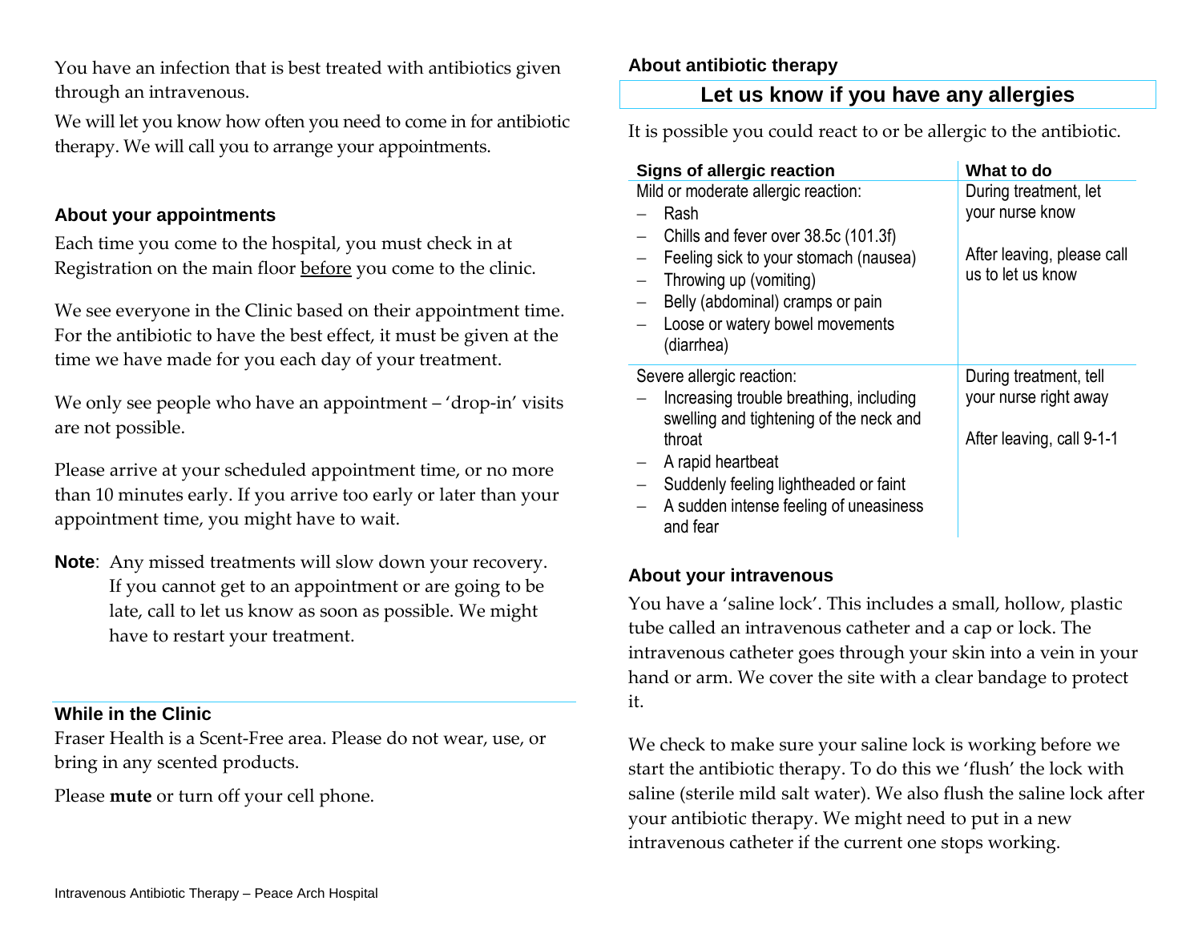You have an infection that is best treated with antibiotics given through an intravenous.

We will let you know how often you need to come in for antibiotic therapy. We will call you to arrange your appointments.

### About your appointments

Each time you come to the hospital, you must check in at Registration on the main floor before you come to the clinic.

We see everyone in the Clinic based on their appointment time. For the antibiotic to have the best effect, it must be given at the time we have made for you each day of your treatment.

We only see people who have an appointment – 'drop-in' visits are not possible.

Please arrive at your scheduled appointment time, or no more than 10 minutes early. If you arrive too early or later than your appointment time, you might have to wait.

**Note**: Any missed treatments will slow down your recovery. If you cannot get to an appointment or are going to be late, call to let us know as soon as possible. We might have to restart your treatment.

### While in the Clinic

Fraser Health is a Scent-Free area. Please do not wear, use, or bring in any scented products.

Please **mute** or turn off your cell phone.

### About antibiotic therapy

## Let us know if you have any allergies

It is possible you could react to or be allergic to the antibiotic.

| Signs of allergic reaction | What to do |
|---|---|
| Mild or moderate allergic reaction:<br>– Rash<br>– Chills and fever over 38.5c (101.3f)<br>– Feeling sick to your stomach (nausea)<br>– Throwing up (vomiting)<br>– Belly (abdominal) cramps or pain<br>– Loose or watery bowel movements (diarrhea) | During treatment, let your nurse know<br><br>After leaving, please call us to let us know |
| Severe allergic reaction:<br>– Increasing trouble breathing, including swelling and tightening of the neck and throat<br>– A rapid heartbeat<br>– Suddenly feeling lightheaded or faint<br>– A sudden intense feeling of uneasiness and fear | During treatment, tell your nurse right away<br><br>After leaving, call 9-1-1 |

### About your intravenous

You have a 'saline lock'. This includes a small, hollow, plastic tube called an intravenous catheter and a cap or lock. The intravenous catheter goes through your skin into a vein in your hand or arm. We cover the site with a clear bandage to protect it.

We check to make sure your saline lock is working before we start the antibiotic therapy. To do this we 'flush' the lock with saline (sterile mild salt water). We also flush the saline lock after your antibiotic therapy. We might need to put in a new intravenous catheter if the current one stops working.